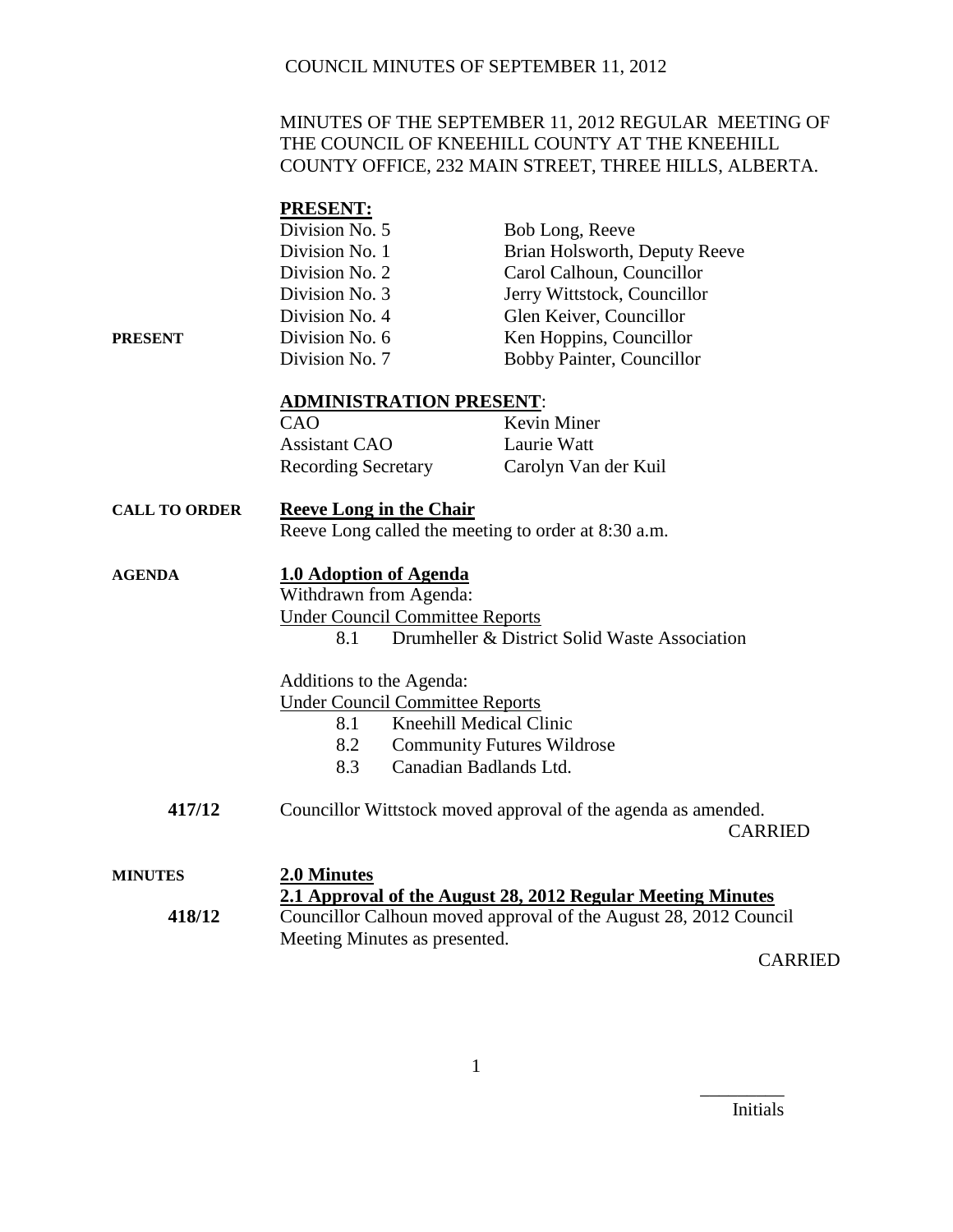# COUNCIL MINUTES OF SEPTEMBER 11, 2012

MINUTES OF THE SEPTEMBER 11, 2012 REGULAR MEETING OF THE COUNCIL OF KNEEHILL COUNTY AT THE KNEEHILL COUNTY OFFICE, 232 MAIN STREET, THREE HILLS, ALBERTA.

**PRESENT:**

**PRESENT**

| | |
|---|---|
| Division No. 5 | Bob Long, Reeve |
| Division No. 1 | Brian Holsworth, Deputy Reeve |
| Division No. 2 | Carol Calhoun, Councillor |
| Division No. 3 | Jerry Wittstock, Councillor |
| Division No. 4 | Glen Keiver, Councillor |
| Division No. 6 | Ken Hoppins, Councillor |
| Division No. 7 | Bobby Painter, Councillor |

**ADMINISTRATION PRESENT**:

| | |
|---|---|
| CAO | Kevin Miner |
| Assistant CAO | Laurie Watt |
| Recording Secretary | Carolyn Van der Kuil |

**CALL TO ORDER**

**Reeve Long in the Chair**

Reeve Long called the meeting to order at 8:30 a.m.

**AGENDA**

**1.0 Adoption of Agenda**

Withdrawn from Agenda:

Under Council Committee Reports

8.1 Drumheller & District Solid Waste Association

Additions to the Agenda:

Under Council Committee Reports

8.1 Kneehill Medical Clinic
8.2 Community Futures Wildrose
8.3 Canadian Badlands Ltd.

**417/12** Councillor Wittstock moved approval of the agenda as amended.

CARRIED

**MINUTES**

**2.0 Minutes**

**2.1 Approval of the August 28, 2012 Regular Meeting Minutes**

**418/12** Councillor Calhoun moved approval of the August 28, 2012 Council Meeting Minutes as presented.

CARRIED

_________
Initials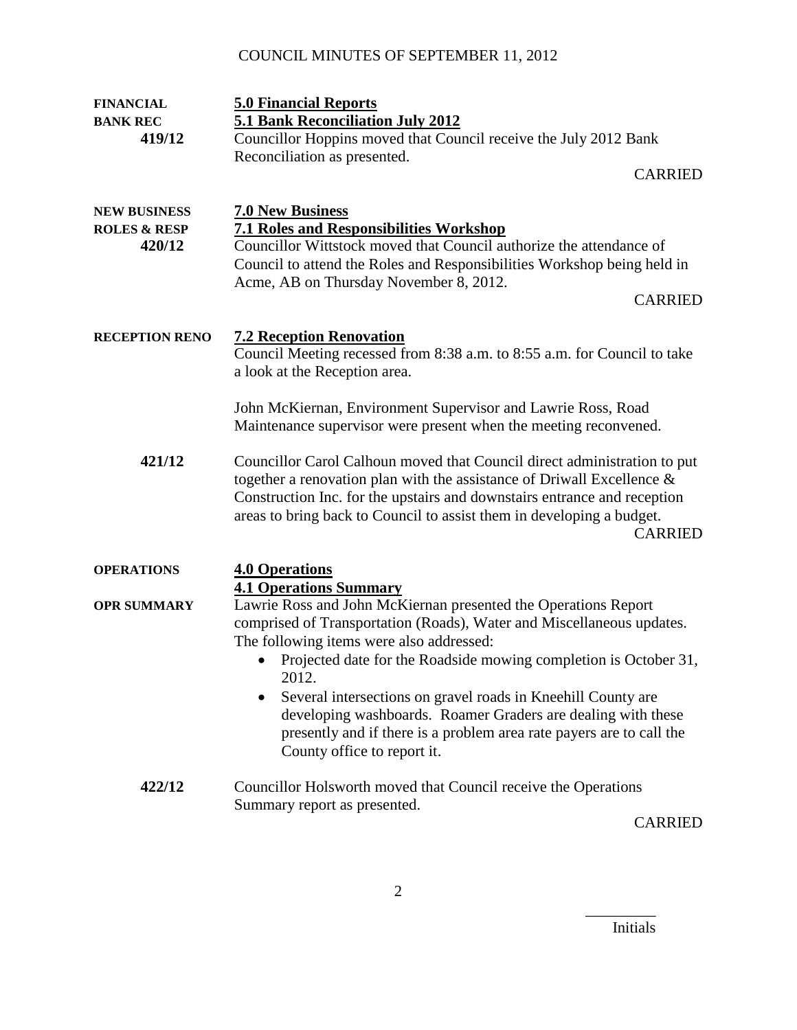**FINANCIAL** **5.0 Financial Reports**

**BANK REC** **5.1 Bank Reconciliation July 2012**

**419/12** Councillor Hoppins moved that Council receive the July 2012 Bank Reconciliation as presented.

CARRIED

**NEW BUSINESS** **7.0 New Business**

**ROLES & RESP** **7.1 Roles and Responsibilities Workshop**

**420/12** Councillor Wittstock moved that Council authorize the attendance of Council to attend the Roles and Responsibilities Workshop being held in Acme, AB on Thursday November 8, 2012.

CARRIED

**RECEPTION RENO** **7.2 Reception Renovation**

Council Meeting recessed from 8:38 a.m. to 8:55 a.m. for Council to take a look at the Reception area.

John McKiernan, Environment Supervisor and Lawrie Ross, Road Maintenance supervisor were present when the meeting reconvened.

**421/12** Councillor Carol Calhoun moved that Council direct administration to put together a renovation plan with the assistance of Driwall Excellence & Construction Inc. for the upstairs and downstairs entrance and reception areas to bring back to Council to assist them in developing a budget.

CARRIED

**OPERATIONS** **4.0 Operations**

**4.1 Operations Summary**

**OPR SUMMARY** Lawrie Ross and John McKiernan presented the Operations Report comprised of Transportation (Roads), Water and Miscellaneous updates. The following items were also addressed:

- Projected date for the Roadside mowing completion is October 31, 2012.
- Several intersections on gravel roads in Kneehill County are developing washboards. Roamer Graders are dealing with these presently and if there is a problem area rate payers are to call the County office to report it.

**422/12** Councillor Holsworth moved that Council receive the Operations Summary report as presented.

CARRIED

_________ Initials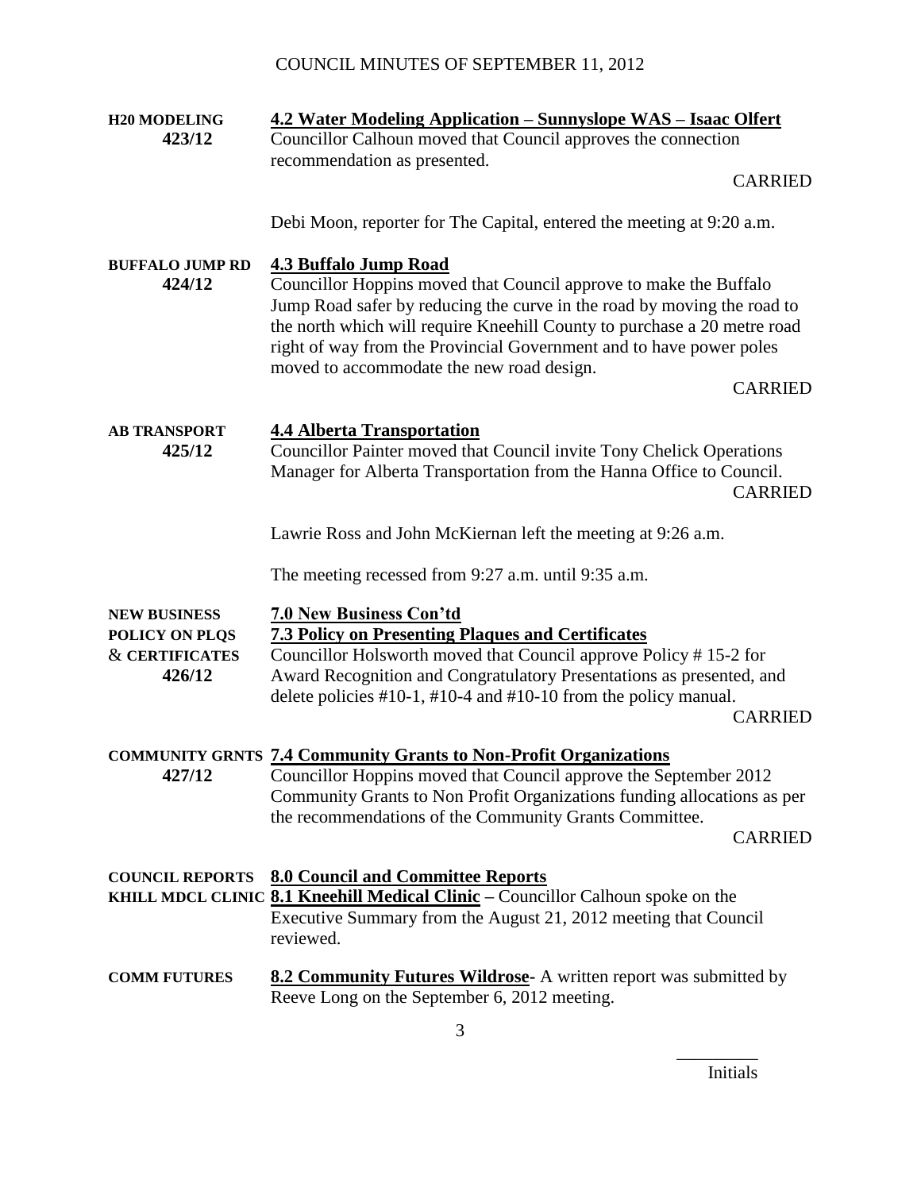**H20 MODELING**
**423/12**

**4.2 Water Modeling Application – Sunnyslope WAS – Isaac Olfert**

Councillor Calhoun moved that Council approves the connection recommendation as presented.

CARRIED

Debi Moon, reporter for The Capital, entered the meeting at 9:20 a.m.

**BUFFALO JUMP RD**
**424/12**

**4.3 Buffalo Jump Road**

Councillor Hoppins moved that Council approve to make the Buffalo Jump Road safer by reducing the curve in the road by moving the road to the north which will require Kneehill County to purchase a 20 metre road right of way from the Provincial Government and to have power poles moved to accommodate the new road design.

CARRIED

**AB TRANSPORT**
**425/12**

**4.4 Alberta Transportation**

Councillor Painter moved that Council invite Tony Chelick Operations Manager for Alberta Transportation from the Hanna Office to Council.

CARRIED

Lawrie Ross and John McKiernan left the meeting at 9:26 a.m.

The meeting recessed from 9:27 a.m. until 9:35 a.m.

**NEW BUSINESS**

**7.0 New Business Con'td**

**POLICY ON PLQS & CERTIFICATES**
**426/12**

**7.3 Policy on Presenting Plaques and Certificates**

Councillor Holsworth moved that Council approve Policy # 15-2 for Award Recognition and Congratulatory Presentations as presented, and delete policies #10-1, #10-4 and #10-10 from the policy manual.

CARRIED

**COMMUNITY GRNTS**
**427/12**

**7.4 Community Grants to Non-Profit Organizations**

Councillor Hoppins moved that Council approve the September 2012 Community Grants to Non Profit Organizations funding allocations as per the recommendations of the Community Grants Committee.

CARRIED

**COUNCIL REPORTS**

**8.0 Council and Committee Reports**

**KHILL MDCL CLINIC**

**8.1 Kneehill Medical Clinic** – Councillor Calhoun spoke on the Executive Summary from the August 21, 2012 meeting that Council reviewed.

**COMM FUTURES**

**8.2 Community Futures Wildrose**- A written report was submitted by Reeve Long on the September 6, 2012 meeting.

_________
Initials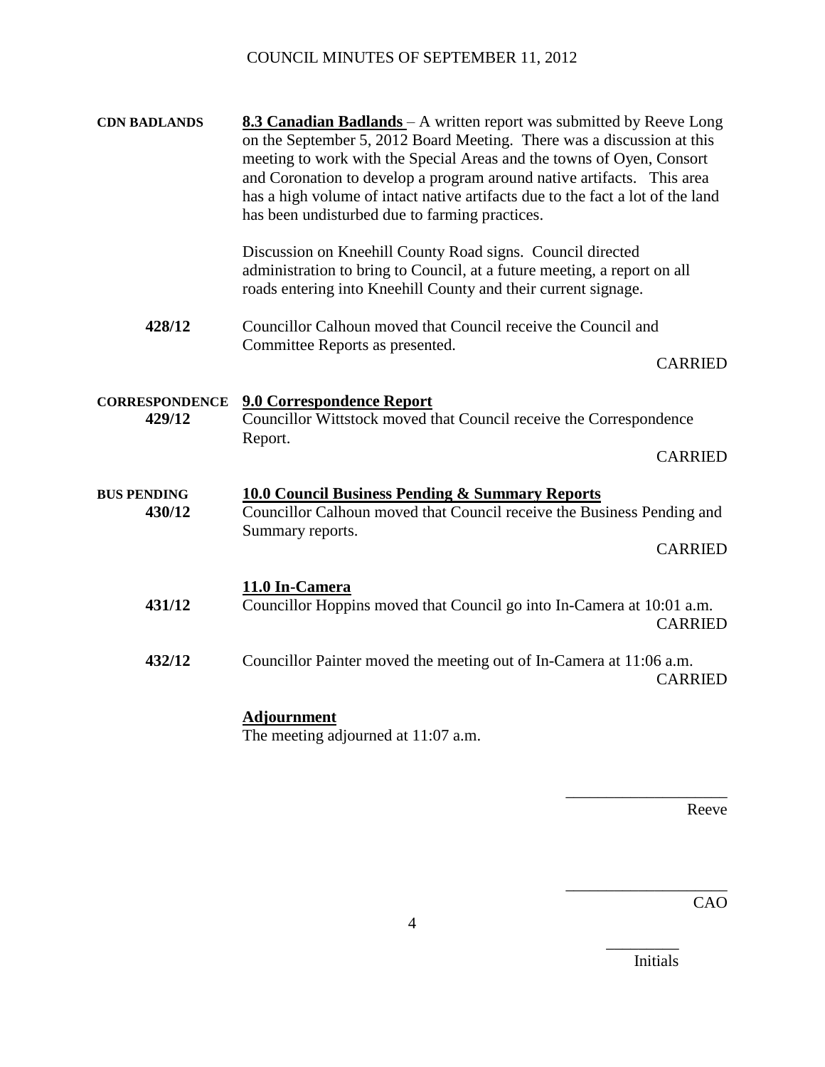**CDN BADLANDS** **8.3 Canadian Badlands** – A written report was submitted by Reeve Long on the September 5, 2012 Board Meeting. There was a discussion at this meeting to work with the Special Areas and the towns of Oyen, Consort and Coronation to develop a program around native artifacts. This area has a high volume of intact native artifacts due to the fact a lot of the land has been undisturbed due to farming practices.

Discussion on Kneehill County Road signs. Council directed administration to bring to Council, at a future meeting, a report on all roads entering into Kneehill County and their current signage.

**428/12** Councillor Calhoun moved that Council receive the Council and Committee Reports as presented.

CARRIED

**CORRESPONDENCE** **9.0 Correspondence Report**

**429/12** Councillor Wittstock moved that Council receive the Correspondence Report.

CARRIED

**BUS PENDING** **10.0 Council Business Pending & Summary Reports**

**430/12** Councillor Calhoun moved that Council receive the Business Pending and Summary reports.

CARRIED

**11.0 In-Camera**

**431/12** Councillor Hoppins moved that Council go into In-Camera at 10:01 a.m.

CARRIED

**432/12** Councillor Painter moved the meeting out of In-Camera at 11:06 a.m.

CARRIED

**Adjournment**

The meeting adjourned at 11:07 a.m.

\_\_\_\_\_\_\_\_\_\_\_\_\_\_\_\_\_\_\_\_

Reeve

\_\_\_\_\_\_\_\_\_\_\_\_\_\_\_\_\_\_\_\_

CAO

\_\_\_\_\_\_\_\_\_\_

Initials